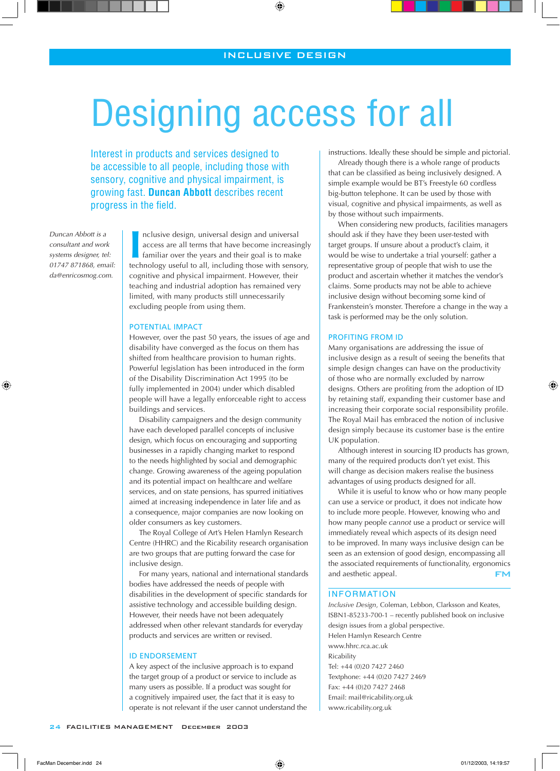# Designing access for all

Interest in products and services designed to be accessible to all people, including those with sensory, cognitive and physical impairment, is growing fast. **Duncan Abbott** describes recent progress in the field.

*Duncan Abbott is a consultant and work systems designer, tel: 01747 871868, email: da@enricosmog.com.*

Inclusive design, universal design and universal access are all terms that have become increasingly familiar over the years and their goal is to make technology useful to all, including those with sensory, cognitive and physical impairment. However, their teaching and industrial adoption has remained very limited, with many products still unnecessarily excluding people from using them.

## POTENTIAL IMPACT

However, over the past 50 years, the issues of age and disability have converged as the focus on them has shifted from healthcare provision to human rights. Powerful legislation has been introduced in the form of the Disability Discrimination Act 1995 (to be fully implemented in 2004) under which disabled people will have a legally enforceable right to access buildings and services.

Disability campaigners and the design community have each developed parallel concepts of inclusive design, which focus on encouraging and supporting businesses in a rapidly changing market to respond to the needs highlighted by social and demographic change. Growing awareness of the ageing population and its potential impact on healthcare and welfare services, and on state pensions, has spurred initiatives aimed at increasing independence in later life and as a consequence, major companies are now looking on older consumers as key customers.

The Royal College of Art's Helen Hamlyn Research Centre (HHRC) and the Ricability research organisation are two groups that are putting forward the case for inclusive design.

For many years, national and international standards bodies have addressed the needs of people with disabilities in the development of specific standards for assistive technology and accessible building design. However, their needs have not been adequately addressed when other relevant standards for everyday products and services are written or revised.

## ID ENDORSEMENT

A key aspect of the inclusive approach is to expand the target group of a product or service to include as many users as possible. If a product was sought for a cognitively impaired user, the fact that it is easy to operate is not relevant if the user cannot understand the instructions. Ideally these should be simple and pictorial.

Already though there is a whole range of products that can be classified as being inclusively designed. A simple example would be BT's Freestyle 60 cordless big-button telephone. It can be used by those with visual, cognitive and physical impairments, as well as by those without such impairments.

When considering new products, facilities managers should ask if they have they been user-tested with target groups. If unsure about a product's claim, it would be wise to undertake a trial yourself: gather a representative group of people that wish to use the product and ascertain whether it matches the vendor's claims. Some products may not be able to achieve inclusive design without becoming some kind of Frankenstein's monster. Therefore a change in the way a task is performed may be the only solution.

## PROFITING FROM ID

Many organisations are addressing the issue of inclusive design as a result of seeing the benefits that simple design changes can have on the productivity of those who are normally excluded by narrow designs. Others are profiting from the adoption of ID by retaining staff, expanding their customer base and increasing their corporate social responsibility profile. The Royal Mail has embraced the notion of inclusive design simply because its customer base is the entire UK population.

Although interest in sourcing ID products has grown, many of the required products don't yet exist. This will change as decision makers realise the business advantages of using products designed for all.

While it is useful to know who or how many people can use a service or product, it does not indicate how to include more people. However, knowing who and how many people *cannot* use a product or service will immediately reveal which aspects of its design need to be improved. In many ways inclusive design can be seen as an extension of good design, encompassing all the associated requirements of functionality, ergonomics and aesthetic appeal. **FM**

## INFORMATION

*Inclusive Design*, Coleman, Lebbon, Clarksson and Keates, ISBN1-85233-700-1 – recently published book on inclusive design issues from a global perspective.

Helen Hamlyn Research Centre
www.hhrc.rca.ac.uk

Ricability
Tel: +44 (0)20 7427 2460
Textphone: +44 (0)20 7427 2469
Fax: +44 (0)20 7427 2468
Email: mail@ricability.org.uk
www.ricability.org.uk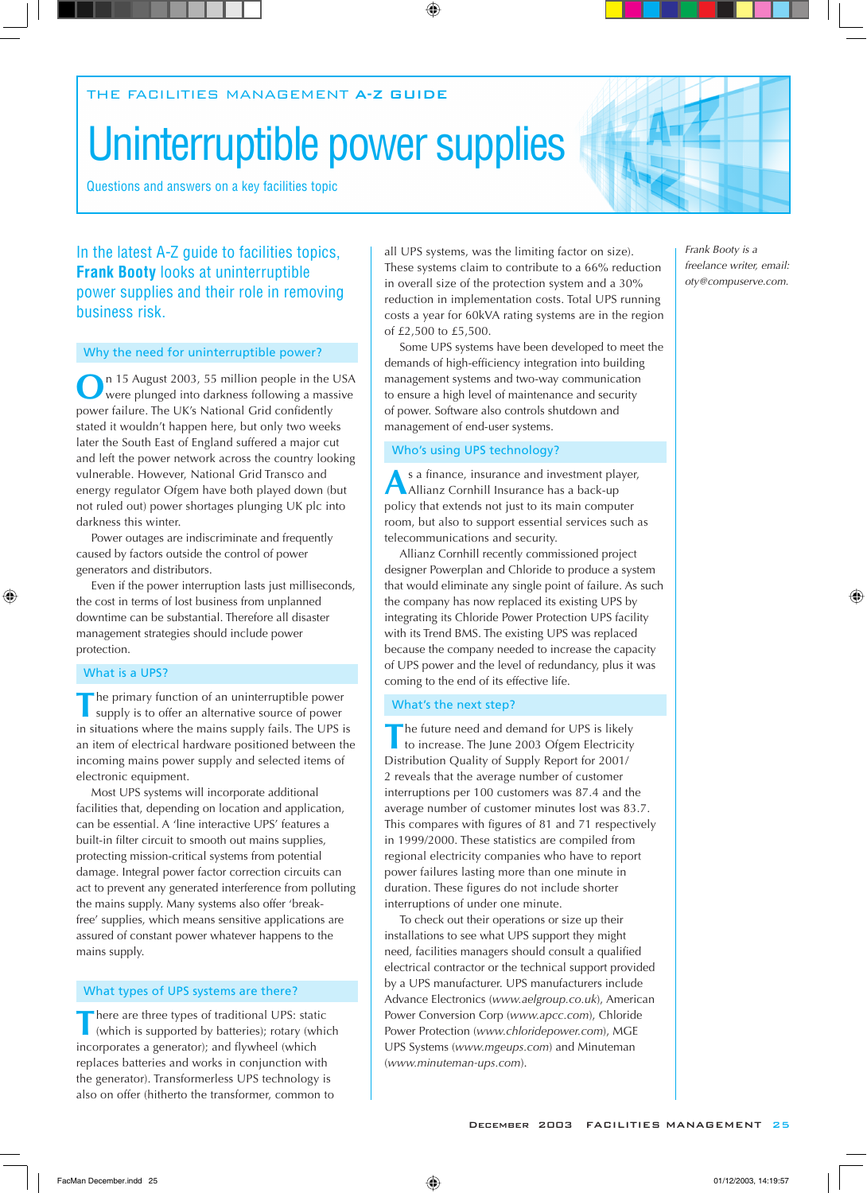THE FACILITIES MANAGEMENT A-Z GUIDE

# Uninterruptible power supplies

Questions and answers on a key facilities topic

In the latest A-Z guide to facilities topics, **Frank Booty** looks at uninterruptible power supplies and their role in removing business risk.

*Frank Booty is a freelance writer, email: oty@compuserve.com.*

## Why the need for uninterruptible power?

On 15 August 2003, 55 million people in the USA were plunged into darkness following a massive power failure. The UK's National Grid confidently stated it wouldn't happen here, but only two weeks later the South East of England suffered a major cut and left the power network across the country looking vulnerable. However, National Grid Transco and energy regulator Ofgem have both played down (but not ruled out) power shortages plunging UK plc into darkness this winter.

Power outages are indiscriminate and frequently caused by factors outside the control of power generators and distributors.

Even if the power interruption lasts just milliseconds, the cost in terms of lost business from unplanned downtime can be substantial. Therefore all disaster management strategies should include power protection.

## What is a UPS?

The primary function of an uninterruptible power supply is to offer an alternative source of power in situations where the mains supply fails. The UPS is an item of electrical hardware positioned between the incoming mains power supply and selected items of electronic equipment.

Most UPS systems will incorporate additional facilities that, depending on location and application, can be essential. A 'line interactive UPS' features a built-in filter circuit to smooth out mains supplies, protecting mission-critical systems from potential damage. Integral power factor correction circuits can act to prevent any generated interference from polluting the mains supply. Many systems also offer 'break-free' supplies, which means sensitive applications are assured of constant power whatever happens to the mains supply.

## What types of UPS systems are there?

There are three types of traditional UPS: static (which is supported by batteries); rotary (which incorporates a generator); and flywheel (which replaces batteries and works in conjunction with the generator). Transformerless UPS technology is also on offer (hitherto the transformer, common to all UPS systems, was the limiting factor on size). These systems claim to contribute to a 66% reduction in overall size of the protection system and a 30% reduction in implementation costs. Total UPS running costs a year for 60kVA rating systems are in the region of £2,500 to £5,500.

Some UPS systems have been developed to meet the demands of high-efficiency integration into building management systems and two-way communication to ensure a high level of maintenance and security of power. Software also controls shutdown and management of end-user systems.

## Who's using UPS technology?

As a finance, insurance and investment player, Allianz Cornhill Insurance has a back-up policy that extends not just to its main computer room, but also to support essential services such as telecommunications and security.

Allianz Cornhill recently commissioned project designer Powerplan and Chloride to produce a system that would eliminate any single point of failure. As such the company has now replaced its existing UPS by integrating its Chloride Power Protection UPS facility with its Trend BMS. The existing UPS was replaced because the company needed to increase the capacity of UPS power and the level of redundancy, plus it was coming to the end of its effective life.

## What's the next step?

The future need and demand for UPS is likely to increase. The June 2003 Ofgem Electricity Distribution Quality of Supply Report for 2001/2 reveals that the average number of customer interruptions per 100 customers was 87.4 and the average number of customer minutes lost was 83.7. This compares with figures of 81 and 71 respectively in 1999/2000. These statistics are compiled from regional electricity companies who have to report power failures lasting more than one minute in duration. These figures do not include shorter interruptions of under one minute.

To check out their operations or size up their installations to see what UPS support they might need, facilities managers should consult a qualified electrical contractor or the technical support provided by a UPS manufacturer. UPS manufacturers include Advance Electronics (*www.aelgroup.co.uk*), American Power Conversion Corp (*www.apcc.com*), Chloride Power Protection (*www.chloridepower.com*), MGE UPS Systems (*www.mgeups.com*) and Minuteman (*www.minuteman-ups.com*).